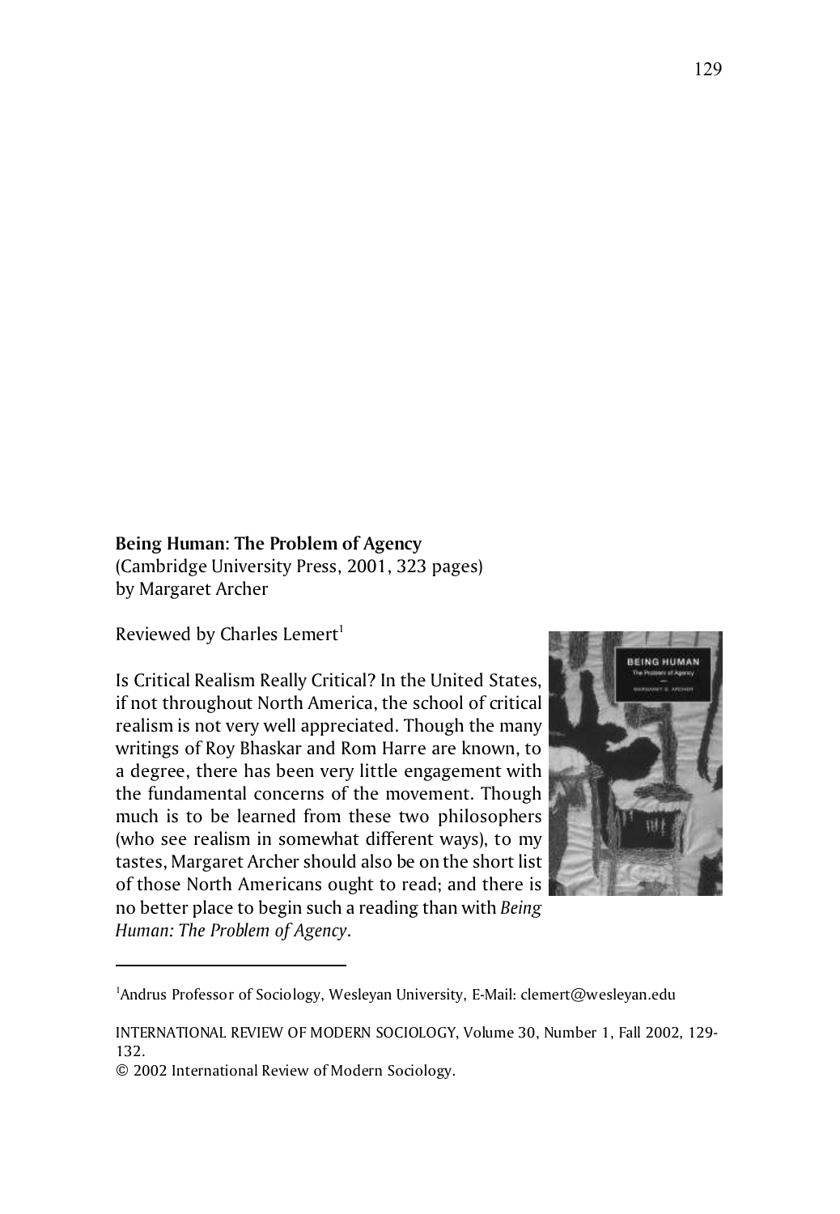**Being Human: The Problem of Agency**
(Cambridge University Press, 2001, 323 pages)
by Margaret Archer

Reviewed by Charles Lemert[1]

Is Critical Realism Really Critical? In the United States, if not throughout North America, the school of critical realism is not very well appreciated. Though the many writings of Roy Bhaskar and Rom Harre are known, to a degree, there has been very little engagement with the fundamental concerns of the movement. Though much is to be learned from these two philosophers (who see realism in somewhat different ways), to my tastes, Margaret Archer should also be on the short list of those North Americans ought to read; and there is no better place to begin such a reading than with *Being Human: The Problem of Agency*.

---

[1]Andrus Professor of Sociology, Wesleyan University, E-Mail: clemert@wesleyan.edu

INTERNATIONAL REVIEW OF MODERN SOCIOLOGY, Volume 30, Number 1, Fall 2002, 129-132.
© 2002 International Review of Modern Sociology.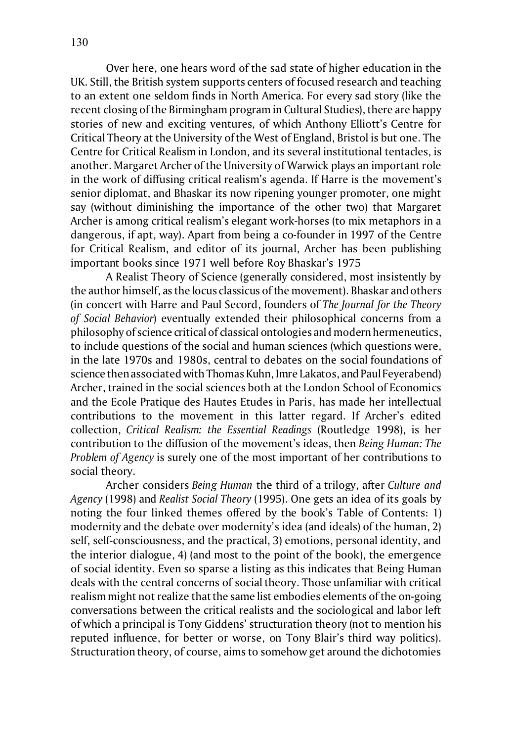Over here, one hears word of the sad state of higher education in the UK. Still, the British system supports centers of focused research and teaching to an extent one seldom finds in North America. For every sad story (like the recent closing of the Birmingham program in Cultural Studies), there are happy stories of new and exciting ventures, of which Anthony Elliott's Centre for Critical Theory at the University of the West of England, Bristol is but one. The Centre for Critical Realism in London, and its several institutional tentacles, is another. Margaret Archer of the University of Warwick plays an important role in the work of diffusing critical realism's agenda. If Harre is the movement's senior diplomat, and Bhaskar its now ripening younger promoter, one might say (without diminishing the importance of the other two) that Margaret Archer is among critical realism's elegant work-horses (to mix metaphors in a dangerous, if apt, way). Apart from being a co-founder in 1997 of the Centre for Critical Realism, and editor of its journal, Archer has been publishing important books since 1971 well before Roy Bhaskar's 1975

A Realist Theory of Science (generally considered, most insistently by the author himself, as the locus classicus of the movement). Bhaskar and others (in concert with Harre and Paul Secord, founders of *The Journal for the Theory of Social Behavior*) eventually extended their philosophical concerns from a philosophy of science critical of classical ontologies and modern hermeneutics, to include questions of the social and human sciences (which questions were, in the late 1970s and 1980s, central to debates on the social foundations of science then associated with Thomas Kuhn, Imre Lakatos, and Paul Feyerabend) Archer, trained in the social sciences both at the London School of Economics and the Ecole Pratique des Hautes Etudes in Paris, has made her intellectual contributions to the movement in this latter regard. If Archer's edited collection, *Critical Realism: the Essential Readings* (Routledge 1998), is her contribution to the diffusion of the movement's ideas, then *Being Human: The Problem of Agency* is surely one of the most important of her contributions to social theory.

Archer considers *Being Human* the third of a trilogy, after *Culture and Agency* (1998) and *Realist Social Theory* (1995). One gets an idea of its goals by noting the four linked themes offered by the book's Table of Contents: 1) modernity and the debate over modernity's idea (and ideals) of the human, 2) self, self-consciousness, and the practical, 3) emotions, personal identity, and the interior dialogue, 4) (and most to the point of the book), the emergence of social identity. Even so sparse a listing as this indicates that Being Human deals with the central concerns of social theory. Those unfamiliar with critical realism might not realize that the same list embodies elements of the on-going conversations between the critical realists and the sociological and labor left of which a principal is Tony Giddens' structuration theory (not to mention his reputed influence, for better or worse, on Tony Blair's third way politics). Structuration theory, of course, aims to somehow get around the dichotomies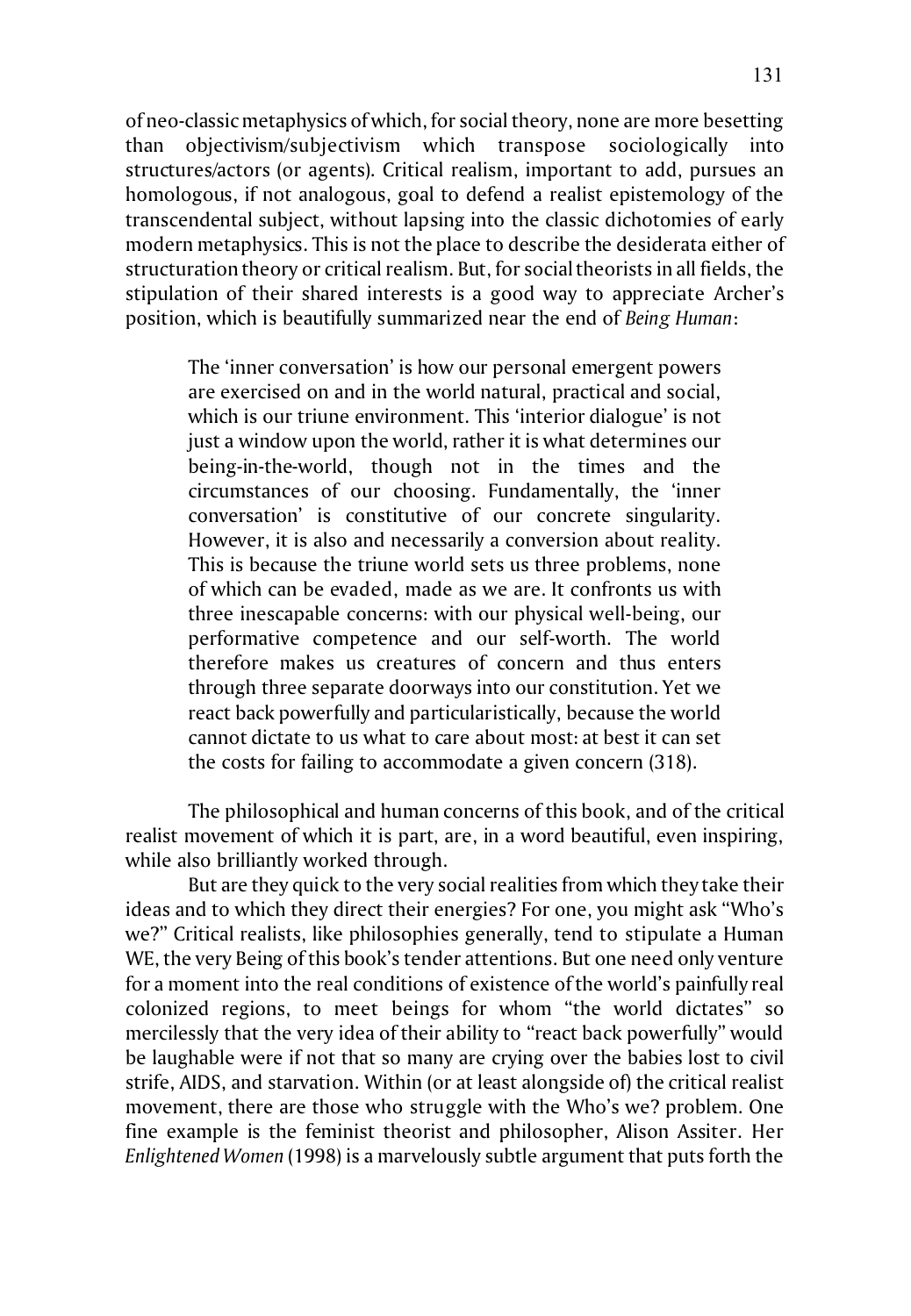of neo-classic metaphysics of which, for social theory, none are more besetting than objectivism/subjectivism which transpose sociologically into structures/actors (or agents). Critical realism, important to add, pursues an homologous, if not analogous, goal to defend a realist epistemology of the transcendental subject, without lapsing into the classic dichotomies of early modern metaphysics. This is not the place to describe the desiderata either of structuration theory or critical realism. But, for social theorists in all fields, the stipulation of their shared interests is a good way to appreciate Archer's position, which is beautifully summarized near the end of *Being Human*:

> The 'inner conversation' is how our personal emergent powers are exercised on and in the world natural, practical and social, which is our triune environment. This 'interior dialogue' is not just a window upon the world, rather it is what determines our being-in-the-world, though not in the times and the circumstances of our choosing. Fundamentally, the 'inner conversation' is constitutive of our concrete singularity. However, it is also and necessarily a conversion about reality. This is because the triune world sets us three problems, none of which can be evaded, made as we are. It confronts us with three inescapable concerns: with our physical well-being, our performative competence and our self-worth. The world therefore makes us creatures of concern and thus enters through three separate doorways into our constitution. Yet we react back powerfully and particularistically, because the world cannot dictate to us what to care about most: at best it can set the costs for failing to accommodate a given concern (318).

The philosophical and human concerns of this book, and of the critical realist movement of which it is part, are, in a word beautiful, even inspiring, while also brilliantly worked through.

But are they quick to the very social realities from which they take their ideas and to which they direct their energies? For one, you might ask "Who's we?" Critical realists, like philosophies generally, tend to stipulate a Human WE, the very Being of this book's tender attentions. But one need only venture for a moment into the real conditions of existence of the world's painfully real colonized regions, to meet beings for whom "the world dictates" so mercilessly that the very idea of their ability to "react back powerfully" would be laughable were if not that so many are crying over the babies lost to civil strife, AIDS, and starvation. Within (or at least alongside of) the critical realist movement, there are those who struggle with the Who's we? problem. One fine example is the feminist theorist and philosopher, Alison Assiter. Her *Enlightened Women* (1998) is a marvelously subtle argument that puts forth the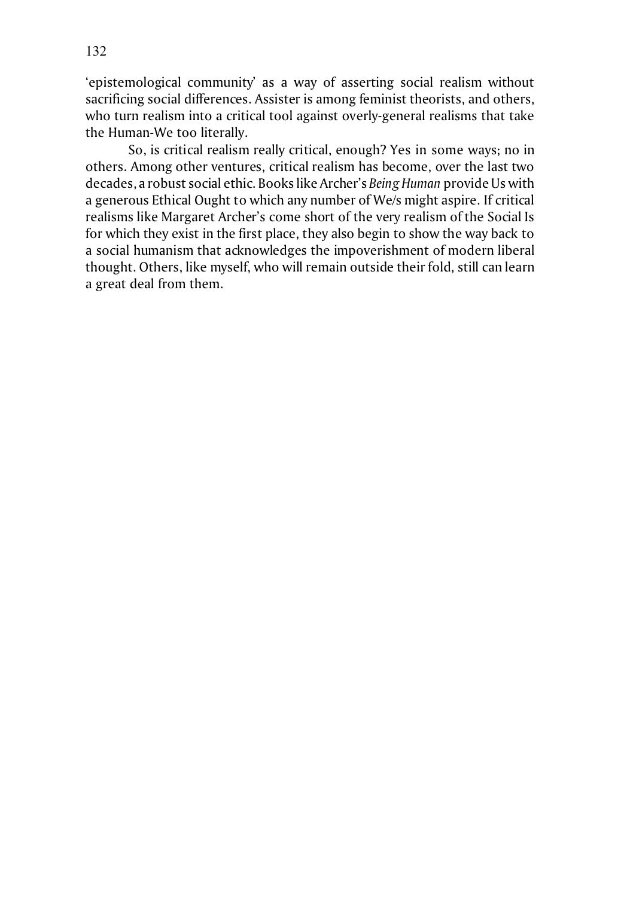'epistemological community' as a way of asserting social realism without sacrificing social differences. Assister is among feminist theorists, and others, who turn realism into a critical tool against overly-general realisms that take the Human-We too literally.

So, is critical realism really critical, enough? Yes in some ways; no in others. Among other ventures, critical realism has become, over the last two decades, a robust social ethic. Books like Archer's *Being Human* provide Us with a generous Ethical Ought to which any number of We/s might aspire. If critical realisms like Margaret Archer's come short of the very realism of the Social Is for which they exist in the first place, they also begin to show the way back to a social humanism that acknowledges the impoverishment of modern liberal thought. Others, like myself, who will remain outside their fold, still can learn a great deal from them.